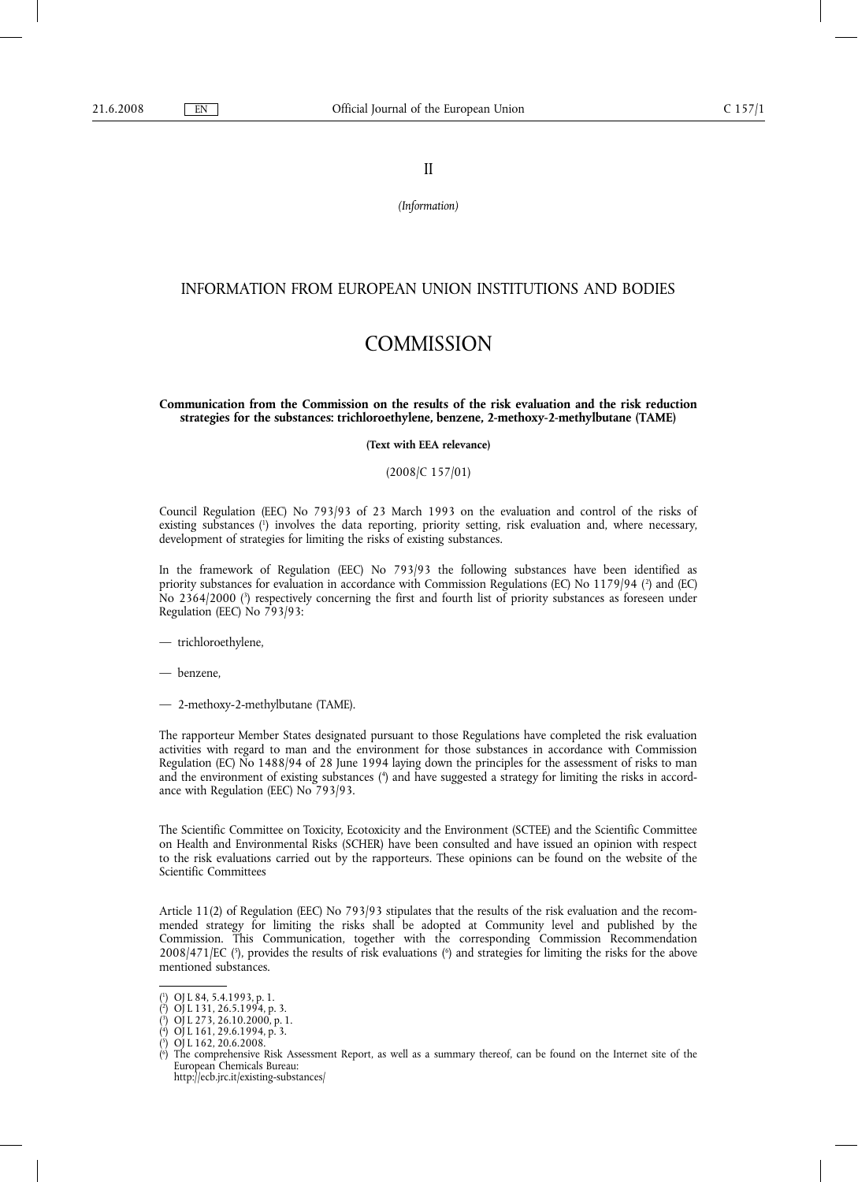II

*(Information)*

## INFORMATION FROM EUROPEAN UNION INSTITUTIONS AND BODIES

# COMMISSION

**Communication from the Commission on the results of the risk evaluation and the risk reduction strategies for the substances: trichloroethylene, benzene, 2-methoxy-2-methylbutane (TAME)**

**(Text with EEA relevance)**

(2008/C 157/01)

Council Regulation (EEC) No 793/93 of 23 March 1993 on the evaluation and control of the risks of existing substances [1] involves the data reporting, priority setting, risk evaluation and, where necessary, development of strategies for limiting the risks of existing substances.

In the framework of Regulation (EEC) No 793/93 the following substances have been identified as priority substances for evaluation in accordance with Commission Regulations (EC) No 1179/94 [2] and (EC) No 2364/2000 [3] respectively concerning the first and fourth list of priority substances as foreseen under Regulation (EEC) No 793/93:

— trichloroethylene,

— benzene,

— 2-methoxy-2-methylbutane (TAME).

The rapporteur Member States designated pursuant to those Regulations have completed the risk evaluation activities with regard to man and the environment for those substances in accordance with Commission Regulation (EC) No 1488/94 of 28 June 1994 laying down the principles for the assessment of risks to man and the environment of existing substances [4] and have suggested a strategy for limiting the risks in accordance with Regulation (EEC) No 793/93.

The Scientific Committee on Toxicity, Ecotoxicity and the Environment (SCTEE) and the Scientific Committee on Health and Environmental Risks (SCHER) have been consulted and have issued an opinion with respect to the risk evaluations carried out by the rapporteurs. These opinions can be found on the website of the Scientific Committees

Article 11(2) of Regulation (EEC) No 793/93 stipulates that the results of the risk evaluation and the recommended strategy for limiting the risks shall be adopted at Community level and published by the Commission. This Communication, together with the corresponding Commission Recommendation 2008/471/EC [5], provides the results of risk evaluations [6] and strategies for limiting the risks for the above mentioned substances.

---

[1] OJ L 84, 5.4.1993, p. 1.

[2] OJ L 131, 26.5.1994, p. 3.

[3] OJ L 273, 26.10.2000, p. 1.

[4] OJ L 161, 29.6.1994, p. 3.

[5] OJ L 162, 20.6.2008.

[6] The comprehensive Risk Assessment Report, as well as a summary thereof, can be found on the Internet site of the European Chemicals Bureau: http://ecb.jrc.it/existing-substances/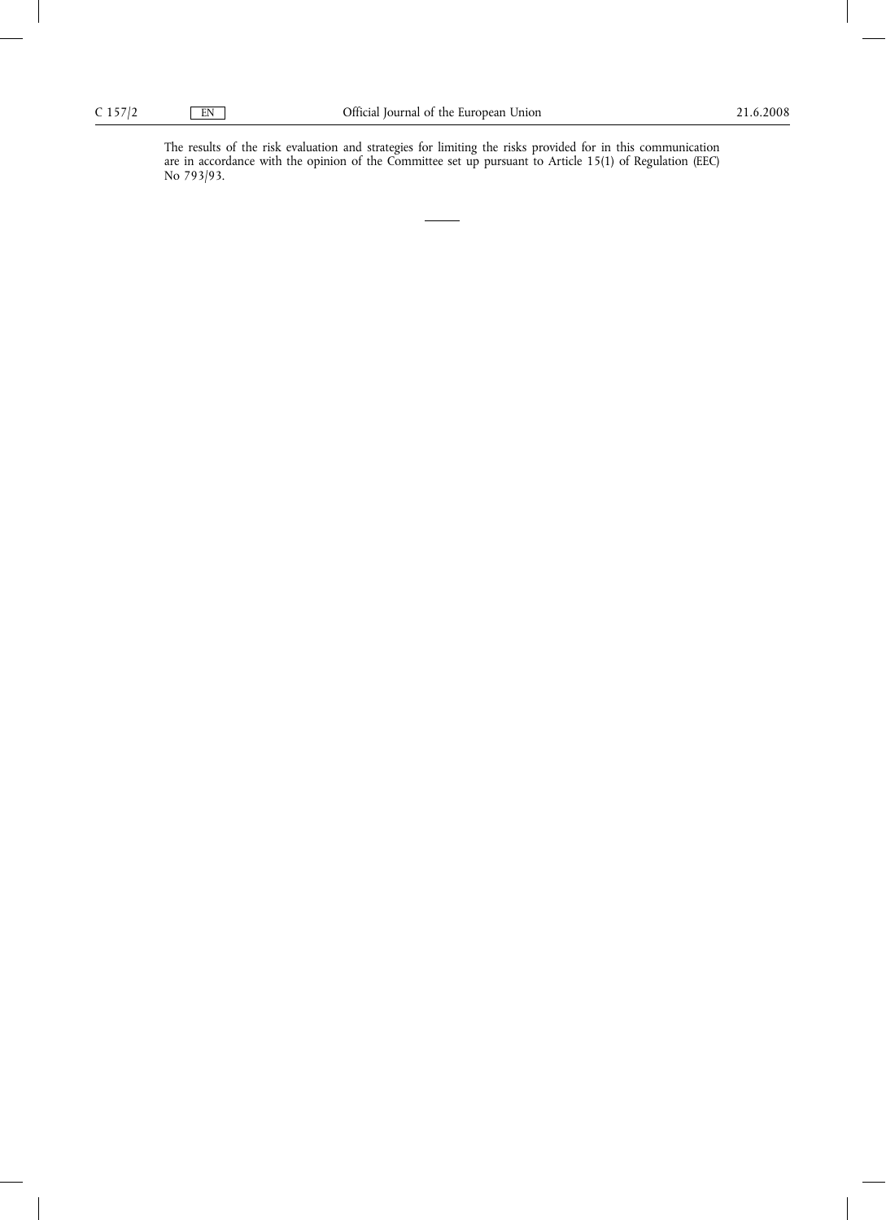The results of the risk evaluation and strategies for limiting the risks provided for in this communication are in accordance with the opinion of the Committee set up pursuant to Article 15(1) of Regulation (EEC) No 793/93.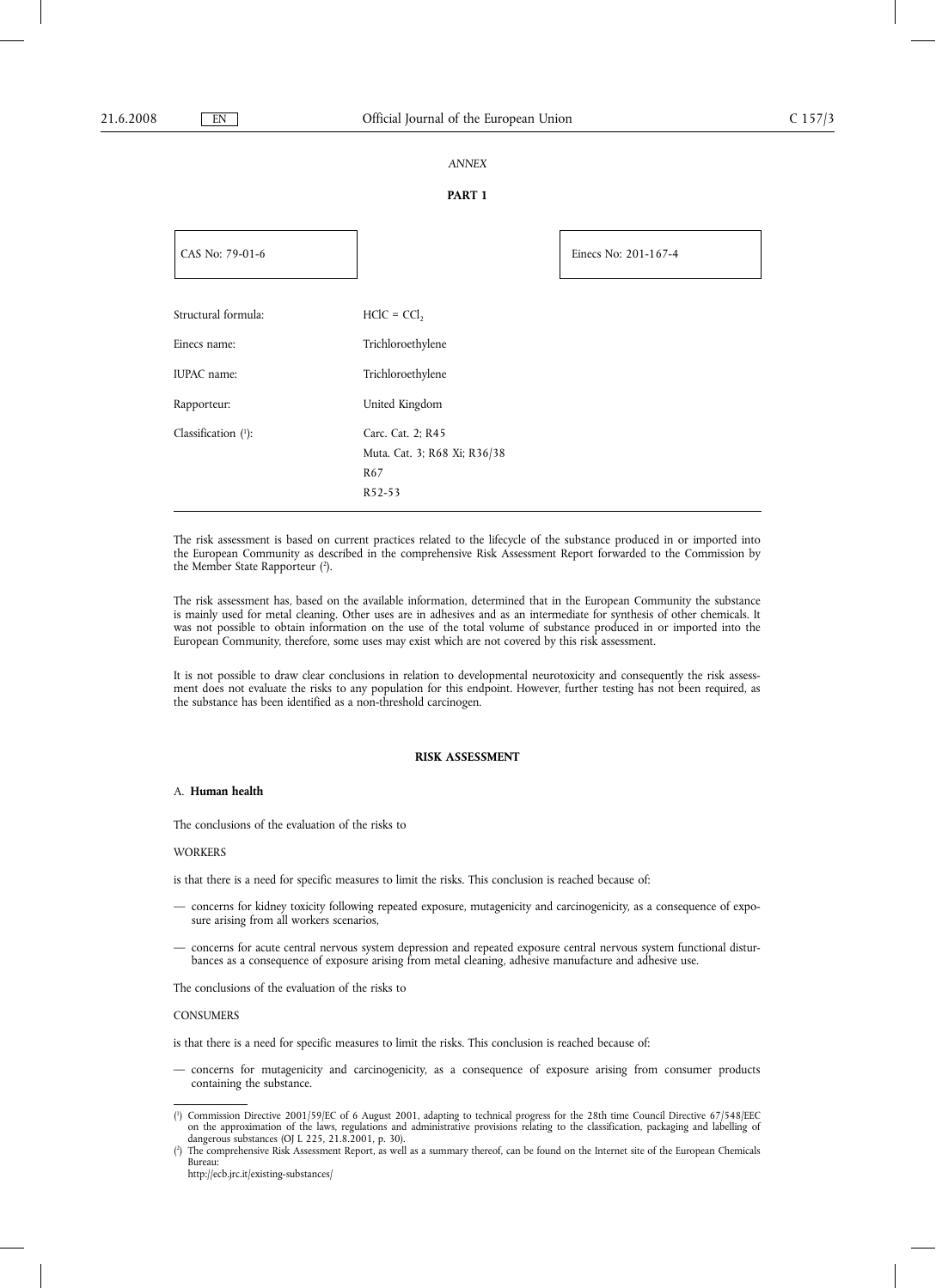*ANNEX*

**PART 1**

| CAS No: 79-01-6 | | Einecs No: 201-167-4 |
|---|---|---|

| | |
|---|---|
| Structural formula: | $HClC = CCl_2$ |
| Einecs name: | Trichloroethylene |
| IUPAC name: | Trichloroethylene |
| Rapporteur: | United Kingdom |
| Classification [1]: | Carc. Cat. 2; R45<br>Muta. Cat. 3; R68 Xi; R36/38<br>R67<br>R52-53 |

The risk assessment is based on current practices related to the lifecycle of the substance produced in or imported into the European Community as described in the comprehensive Risk Assessment Report forwarded to the Commission by the Member State Rapporteur [2].

The risk assessment has, based on the available information, determined that in the European Community the substance is mainly used for metal cleaning. Other uses are in adhesives and as an intermediate for synthesis of other chemicals. It was not possible to obtain information on the use of the total volume of substance produced in or imported into the European Community, therefore, some uses may exist which are not covered by this risk assessment.

It is not possible to draw clear conclusions in relation to developmental neurotoxicity and consequently the risk assessment does not evaluate the risks to any population for this endpoint. However, further testing has not been required, as the substance has been identified as a non-threshold carcinogen.

**RISK ASSESSMENT**

A. **Human health**

The conclusions of the evaluation of the risks to

WORKERS

is that there is a need for specific measures to limit the risks. This conclusion is reached because of:

— concerns for kidney toxicity following repeated exposure, mutagenicity and carcinogenicity, as a consequence of exposure arising from all workers scenarios,

— concerns for acute central nervous system depression and repeated exposure central nervous system functional disturbances as a consequence of exposure arising from metal cleaning, adhesive manufacture and adhesive use.

The conclusions of the evaluation of the risks to

CONSUMERS

is that there is a need for specific measures to limit the risks. This conclusion is reached because of:

— concerns for mutagenicity and carcinogenicity, as a consequence of exposure arising from consumer products containing the substance.

---

[1] Commission Directive 2001/59/EC of 6 August 2001, adapting to technical progress for the 28th time Council Directive 67/548/EEC on the approximation of the laws, regulations and administrative provisions relating to the classification, packaging and labelling of dangerous substances (OJ L 225, 21.8.2001, p. 30).

[2] The comprehensive Risk Assessment Report, as well as a summary thereof, can be found on the Internet site of the European Chemicals Bureau:
http://ecb.jrc.it/existing-substances/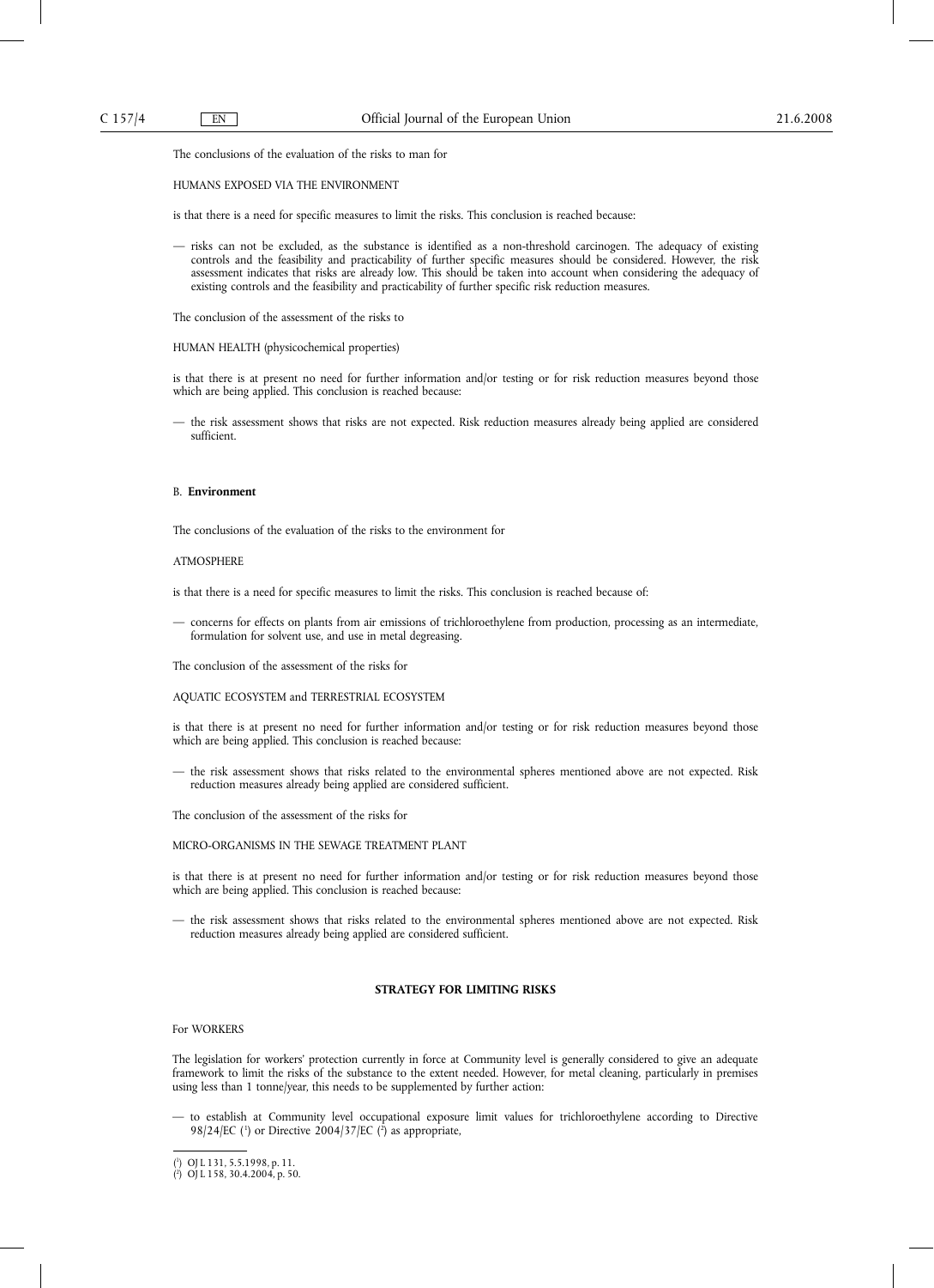The conclusions of the evaluation of the risks to man for

HUMANS EXPOSED VIA THE ENVIRONMENT

is that there is a need for specific measures to limit the risks. This conclusion is reached because:

— risks can not be excluded, as the substance is identified as a non-threshold carcinogen. The adequacy of existing controls and the feasibility and practicability of further specific measures should be considered. However, the risk assessment indicates that risks are already low. This should be taken into account when considering the adequacy of existing controls and the feasibility and practicability of further specific risk reduction measures.

The conclusion of the assessment of the risks to

HUMAN HEALTH (physicochemical properties)

is that there is at present no need for further information and/or testing or for risk reduction measures beyond those which are being applied. This conclusion is reached because:

— the risk assessment shows that risks are not expected. Risk reduction measures already being applied are considered sufficient.

## B. **Environment**

The conclusions of the evaluation of the risks to the environment for

ATMOSPHERE

is that there is a need for specific measures to limit the risks. This conclusion is reached because of:

— concerns for effects on plants from air emissions of trichloroethylene from production, processing as an intermediate, formulation for solvent use, and use in metal degreasing.

The conclusion of the assessment of the risks for

AQUATIC ECOSYSTEM and TERRESTRIAL ECOSYSTEM

is that there is at present no need for further information and/or testing or for risk reduction measures beyond those which are being applied. This conclusion is reached because:

— the risk assessment shows that risks related to the environmental spheres mentioned above are not expected. Risk reduction measures already being applied are considered sufficient.

The conclusion of the assessment of the risks for

MICRO-ORGANISMS IN THE SEWAGE TREATMENT PLANT

is that there is at present no need for further information and/or testing or for risk reduction measures beyond those which are being applied. This conclusion is reached because:

— the risk assessment shows that risks related to the environmental spheres mentioned above are not expected. Risk reduction measures already being applied are considered sufficient.

## **STRATEGY FOR LIMITING RISKS**

For WORKERS

The legislation for workers' protection currently in force at Community level is generally considered to give an adequate framework to limit the risks of the substance to the extent needed. However, for metal cleaning, particularly in premises using less than 1 tonne/year, this needs to be supplemented by further action:

— to establish at Community level occupational exposure limit values for trichloroethylene according to Directive 98/24/EC [1] or Directive 2004/37/EC [2] as appropriate,

---

[1] OJ L 131, 5.5.1998, p. 11.

[2] OJ L 158, 30.4.2004, p. 50.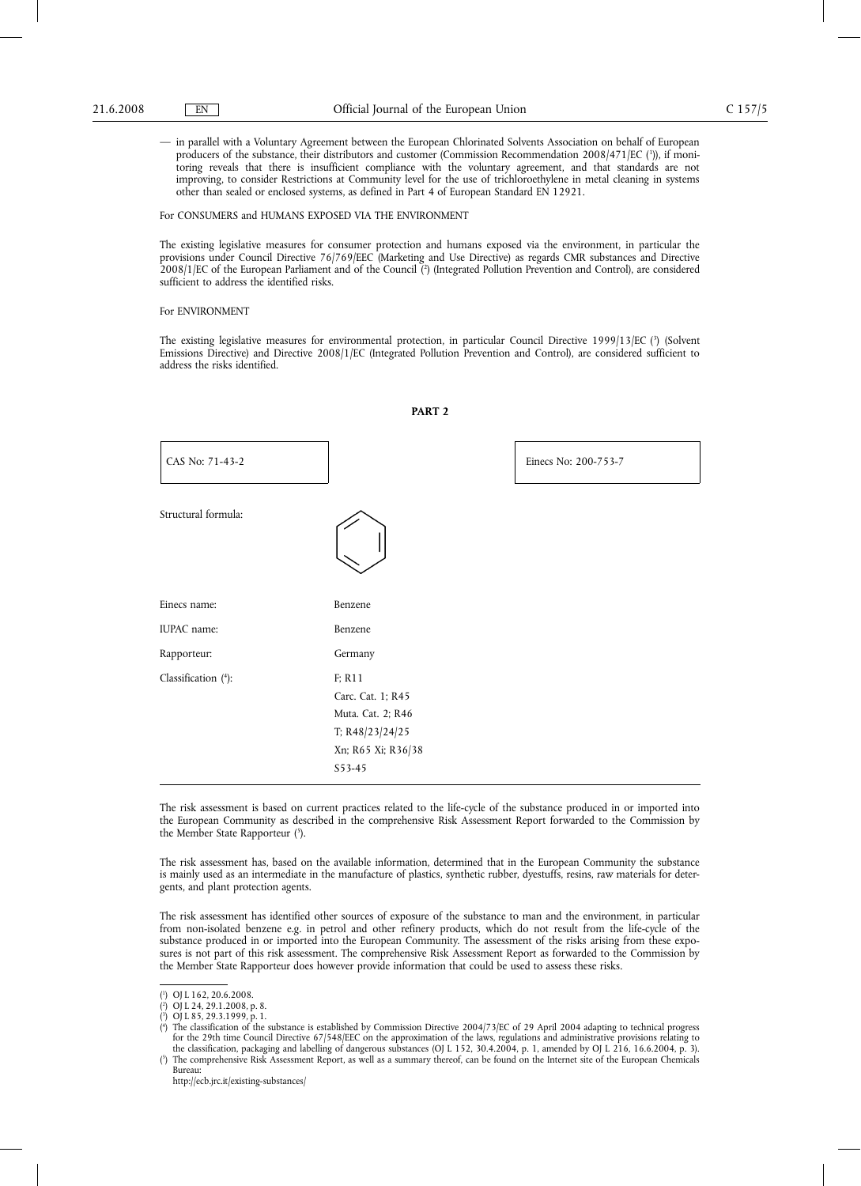— in parallel with a Voluntary Agreement between the European Chlorinated Solvents Association on behalf of European producers of the substance, their distributors and customer (Commission Recommendation 2008/471/EC [1]), if monitoring reveals that there is insufficient compliance with the voluntary agreement, and that standards are not improving, to consider Restrictions at Community level for the use of trichloroethylene in metal cleaning in systems other than sealed or enclosed systems, as defined in Part 4 of European Standard EN 12921.

For CONSUMERS and HUMANS EXPOSED VIA THE ENVIRONMENT

The existing legislative measures for consumer protection and humans exposed via the environment, in particular the provisions under Council Directive 76/769/EEC (Marketing and Use Directive) as regards CMR substances and Directive 2008/1/EC of the European Parliament and of the Council [2] (Integrated Pollution Prevention and Control), are considered sufficient to address the identified risks.

For ENVIRONMENT

The existing legislative measures for environmental protection, in particular Council Directive 1999/13/EC [3] (Solvent Emissions Directive) and Directive 2008/1/EC (Integrated Pollution Prevention and Control), are considered sufficient to address the risks identified.

## PART 2

| CAS No: 71-43-2 | Einecs No: 200-753-7 |
|---|---|

Structural formula:

| | |
|---|---|
| Einecs name: | Benzene |
| IUPAC name: | Benzene |
| Rapporteur: | Germany |
| Classification [4]: | F; R11<br>Carc. Cat. 1; R45<br>Muta. Cat. 2; R46<br>T; R48/23/24/25<br>Xn; R65 Xi; R36/38<br>S53-45 |

The risk assessment is based on current practices related to the life-cycle of the substance produced in or imported into the European Community as described in the comprehensive Risk Assessment Report forwarded to the Commission by the Member State Rapporteur [5].

The risk assessment has, based on the available information, determined that in the European Community the substance is mainly used as an intermediate in the manufacture of plastics, synthetic rubber, dyestuffs, resins, raw materials for detergents, and plant protection agents.

The risk assessment has identified other sources of exposure of the substance to man and the environment, in particular from non-isolated benzene e.g. in petrol and other refinery products, which do not result from the life-cycle of the substance produced in or imported into the European Community. The assessment of the risks arising from these exposures is not part of this risk assessment. The comprehensive Risk Assessment Report as forwarded to the Commission by the Member State Rapporteur does however provide information that could be used to assess these risks.

---

[1] OJ L 162, 20.6.2008.

[2] OJ L 24, 29.1.2008, p. 8.

[3] OJ L 85, 29.3.1999, p. 1.

[4] The classification of the substance is established by Commission Directive 2004/73/EC of 29 April 2004 adapting to technical progress for the 29th time Council Directive 67/548/EEC on the approximation of the laws, regulations and administrative provisions relating to the classification, packaging and labelling of dangerous substances (OJ L 152, 30.4.2004, p. 1, amended by OJ L 216, 16.6.2004, p. 3).

[5] The comprehensive Risk Assessment Report, as well as a summary thereof, can be found on the Internet site of the European Chemicals Bureau:
http://ecb.jrc.it/existing-substances/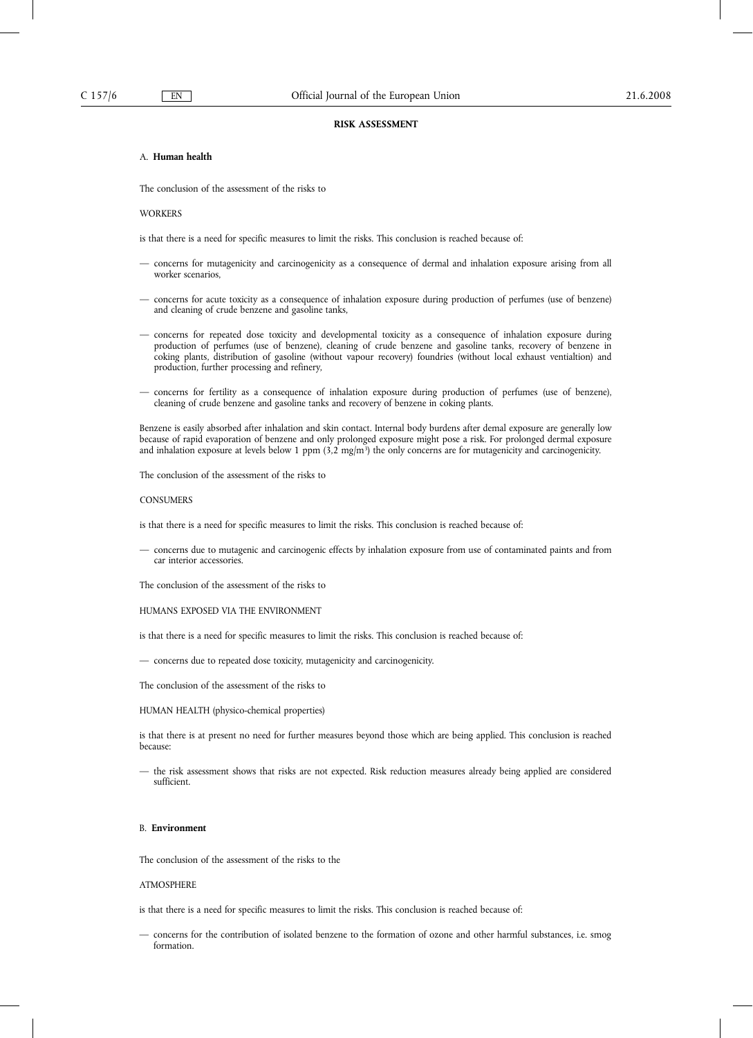## RISK ASSESSMENT

### A. **Human health**

The conclusion of the assessment of the risks to

WORKERS

is that there is a need for specific measures to limit the risks. This conclusion is reached because of:

- concerns for mutagenicity and carcinogenicity as a consequence of dermal and inhalation exposure arising from all worker scenarios,
- concerns for acute toxicity as a consequence of inhalation exposure during production of perfumes (use of benzene) and cleaning of crude benzene and gasoline tanks,
- concerns for repeated dose toxicity and developmental toxicity as a consequence of inhalation exposure during production of perfumes (use of benzene), cleaning of crude benzene and gasoline tanks, recovery of benzene in coking plants, distribution of gasoline (without vapour recovery) foundries (without local exhaust ventialtion) and production, further processing and refinery,
- concerns for fertility as a consequence of inhalation exposure during production of perfumes (use of benzene), cleaning of crude benzene and gasoline tanks and recovery of benzene in coking plants.

Benzene is easily absorbed after inhalation and skin contact. Internal body burdens after demal exposure are generally low because of rapid evaporation of benzene and only prolonged exposure might pose a risk. For prolonged dermal exposure and inhalation exposure at levels below 1 ppm (3,2 $mg/m^3$) the only concerns are for mutagenicity and carcinogenicity.

The conclusion of the assessment of the risks to

CONSUMERS

is that there is a need for specific measures to limit the risks. This conclusion is reached because of:

- concerns due to mutagenic and carcinogenic effects by inhalation exposure from use of contaminated paints and from car interior accessories.

The conclusion of the assessment of the risks to

HUMANS EXPOSED VIA THE ENVIRONMENT

is that there is a need for specific measures to limit the risks. This conclusion is reached because of:

- concerns due to repeated dose toxicity, mutagenicity and carcinogenicity.

The conclusion of the assessment of the risks to

HUMAN HEALTH (physico-chemical properties)

is that there is at present no need for further measures beyond those which are being applied. This conclusion is reached because:

- the risk assessment shows that risks are not expected. Risk reduction measures already being applied are considered sufficient.

### B. **Environment**

The conclusion of the assessment of the risks to the

ATMOSPHERE

is that there is a need for specific measures to limit the risks. This conclusion is reached because of:

- concerns for the contribution of isolated benzene to the formation of ozone and other harmful substances, i.e. smog formation.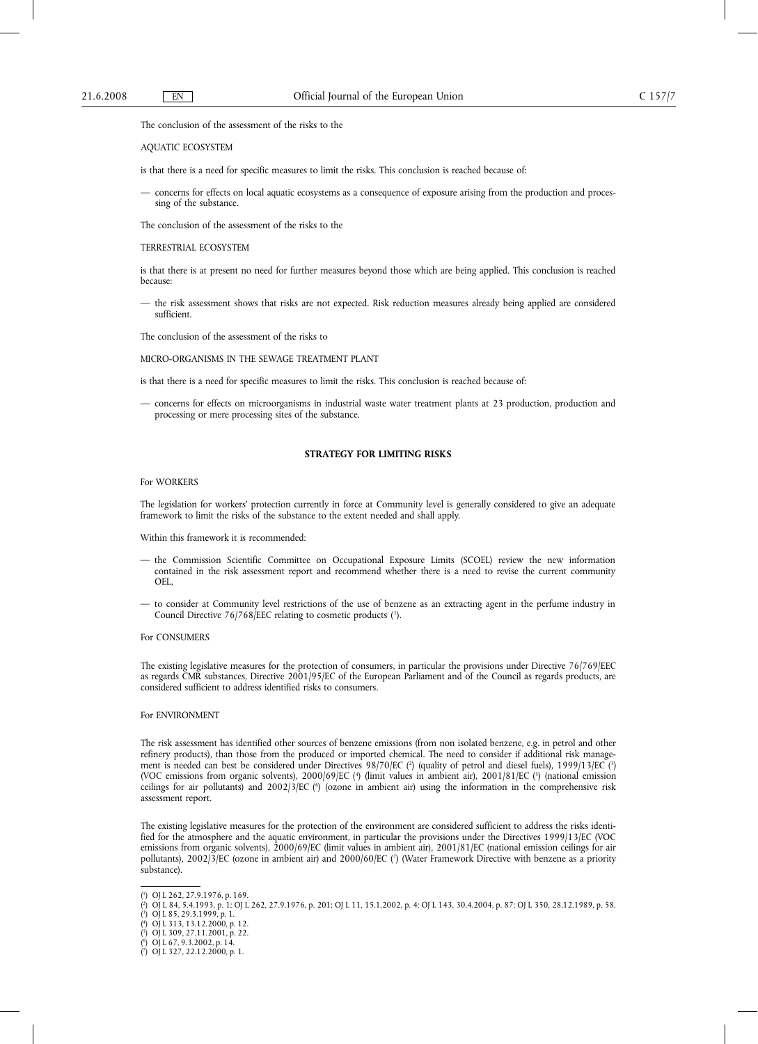The conclusion of the assessment of the risks to the

AQUATIC ECOSYSTEM

is that there is a need for specific measures to limit the risks. This conclusion is reached because of:

— concerns for effects on local aquatic ecosystems as a consequence of exposure arising from the production and processing of the substance.

The conclusion of the assessment of the risks to the

TERRESTRIAL ECOSYSTEM

is that there is at present no need for further measures beyond those which are being applied. This conclusion is reached because:

— the risk assessment shows that risks are not expected. Risk reduction measures already being applied are considered sufficient.

The conclusion of the assessment of the risks to

MICRO-ORGANISMS IN THE SEWAGE TREATMENT PLANT

is that there is a need for specific measures to limit the risks. This conclusion is reached because of:

— concerns for effects on microorganisms in industrial waste water treatment plants at 23 production, production and processing or mere processing sites of the substance.

## STRATEGY FOR LIMITING RISKS

For WORKERS

The legislation for workers' protection currently in force at Community level is generally considered to give an adequate framework to limit the risks of the substance to the extent needed and shall apply.

Within this framework it is recommended:

— the Commission Scientific Committee on Occupational Exposure Limits (SCOEL) review the new information contained in the risk assessment report and recommend whether there is a need to revise the current community OEL,

— to consider at Community level restrictions of the use of benzene as an extracting agent in the perfume industry in Council Directive 76/768/EEC relating to cosmetic products [1].

For CONSUMERS

The existing legislative measures for the protection of consumers, in particular the provisions under Directive 76/769/EEC as regards CMR substances, Directive 2001/95/EC of the European Parliament and of the Council as regards products, are considered sufficient to address identified risks to consumers.

For ENVIRONMENT

The risk assessment has identified other sources of benzene emissions (from non isolated benzene, e.g. in petrol and other refinery products), than those from the produced or imported chemical. The need to consider if additional risk management is needed can best be considered under Directives 98/70/EC [2] (quality of petrol and diesel fuels), 1999/13/EC [3] (VOC emissions from organic solvents), 2000/69/EC [4] (limit values in ambient air), 2001/81/EC [5] (national emission ceilings for air pollutants) and 2002/3/EC [6] (ozone in ambient air) using the information in the comprehensive risk assessment report.

The existing legislative measures for the protection of the environment are considered sufficient to address the risks identified for the atmosphere and the aquatic environment, in particular the provisions under the Directives 1999/13/EC (VOC emissions from organic solvents), 2000/69/EC (limit values in ambient air), 2001/81/EC (national emission ceilings for air pollutants), 2002/3/EC (ozone in ambient air) and 2000/60/EC [7] (Water Framework Directive with benzene as a priority substance).

---

[1] OJ L 262, 27.9.1976, p. 169.

[2] OJ L 84, 5.4.1993, p. 1; OJ L 262, 27.9.1976, p. 201; OJ L 11, 15.1.2002, p. 4; OJ L 143, 30.4.2004, p. 87; OJ L 350, 28.12.1989, p. 58.

[3] OJ L 85, 29.3.1999, p. 1.

[4] OJ L 313, 13.12.2000, p. 12.

[5] OJ L 309, 27.11.2001, p. 22.

[6] OJ L 67, 9.3.2002, p. 14.

[7] OJ L 327, 22.12.2000, p. 1.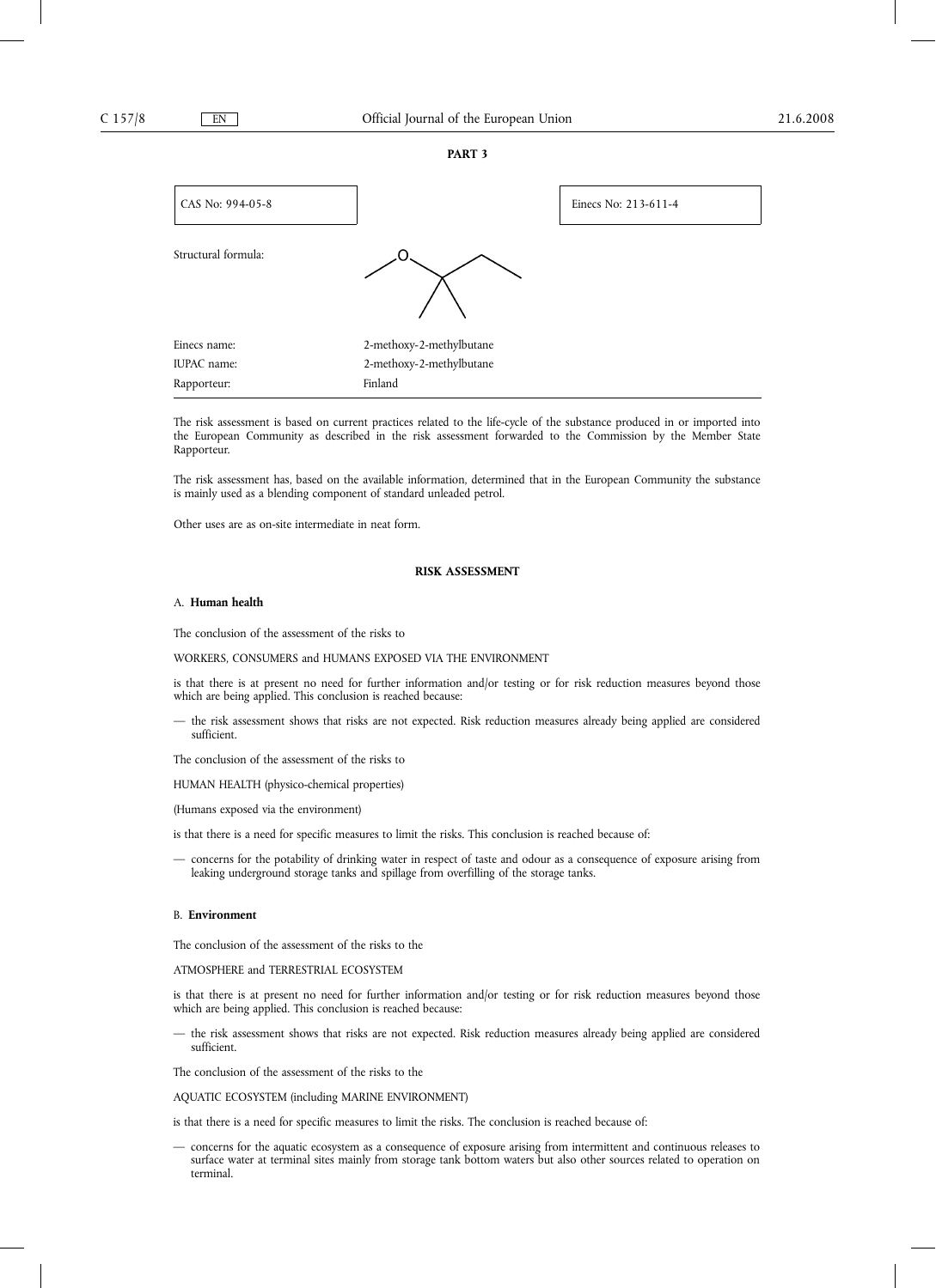## PART 3

| CAS No: 994-05-8 | | Einecs No: 213-611-4 |
|---|---|---|

Structural formula:

| | |
|---|---|
| Einecs name: | 2-methoxy-2-methylbutane |
| IUPAC name: | 2-methoxy-2-methylbutane |
| Rapporteur: | Finland |

The risk assessment is based on current practices related to the life-cycle of the substance produced in or imported into the European Community as described in the risk assessment forwarded to the Commission by the Member State Rapporteur.

The risk assessment has, based on the available information, determined that in the European Community the substance is mainly used as a blending component of standard unleaded petrol.

Other uses are as on-site intermediate in neat form.

### RISK ASSESSMENT

#### A. **Human health**

The conclusion of the assessment of the risks to

WORKERS, CONSUMERS and HUMANS EXPOSED VIA THE ENVIRONMENT

is that there is at present no need for further information and/or testing or for risk reduction measures beyond those which are being applied. This conclusion is reached because:

— the risk assessment shows that risks are not expected. Risk reduction measures already being applied are considered sufficient.

The conclusion of the assessment of the risks to

HUMAN HEALTH (physico-chemical properties)

(Humans exposed via the environment)

is that there is a need for specific measures to limit the risks. This conclusion is reached because of:

— concerns for the potability of drinking water in respect of taste and odour as a consequence of exposure arising from leaking underground storage tanks and spillage from overfilling of the storage tanks.

#### B. **Environment**

The conclusion of the assessment of the risks to the

ATMOSPHERE and TERRESTRIAL ECOSYSTEM

is that there is at present no need for further information and/or testing or for risk reduction measures beyond those which are being applied. This conclusion is reached because:

— the risk assessment shows that risks are not expected. Risk reduction measures already being applied are considered sufficient.

The conclusion of the assessment of the risks to the

AQUATIC ECOSYSTEM (including MARINE ENVIRONMENT)

is that there is a need for specific measures to limit the risks. The conclusion is reached because of:

— concerns for the aquatic ecosystem as a consequence of exposure arising from intermittent and continuous releases to surface water at terminal sites mainly from storage tank bottom waters but also other sources related to operation on terminal.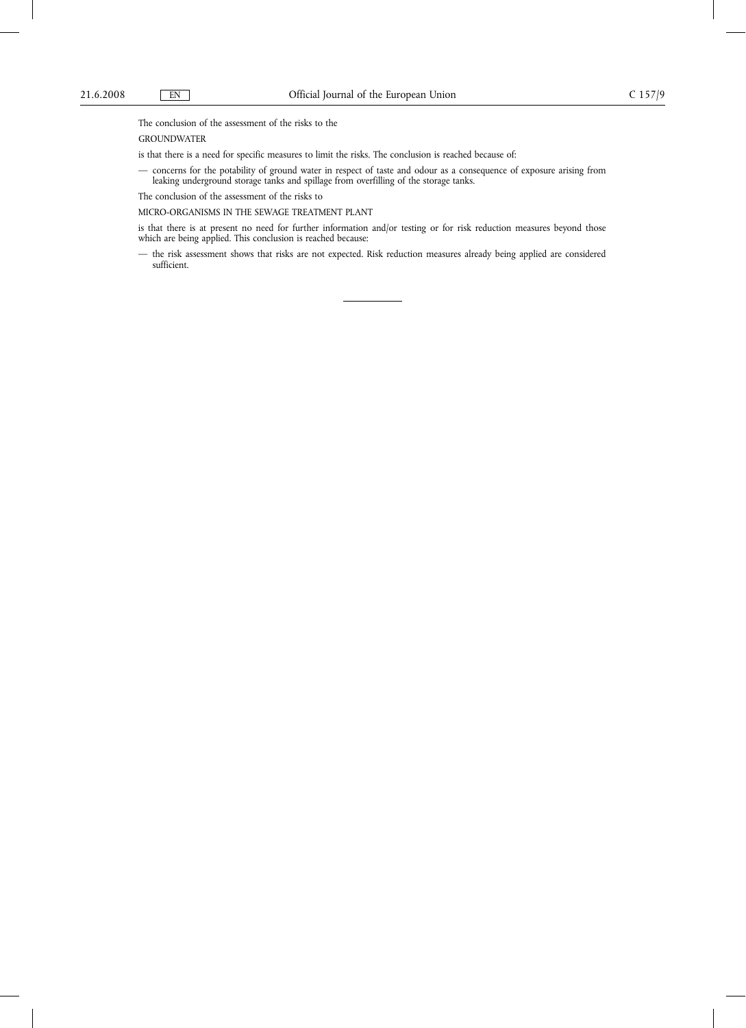The conclusion of the assessment of the risks to the

GROUNDWATER

is that there is a need for specific measures to limit the risks. The conclusion is reached because of:

— concerns for the potability of ground water in respect of taste and odour as a consequence of exposure arising from leaking underground storage tanks and spillage from overfilling of the storage tanks.

The conclusion of the assessment of the risks to

MICRO-ORGANISMS IN THE SEWAGE TREATMENT PLANT

is that there is at present no need for further information and/or testing or for risk reduction measures beyond those which are being applied. This conclusion is reached because:

— the risk assessment shows that risks are not expected. Risk reduction measures already being applied are considered sufficient.